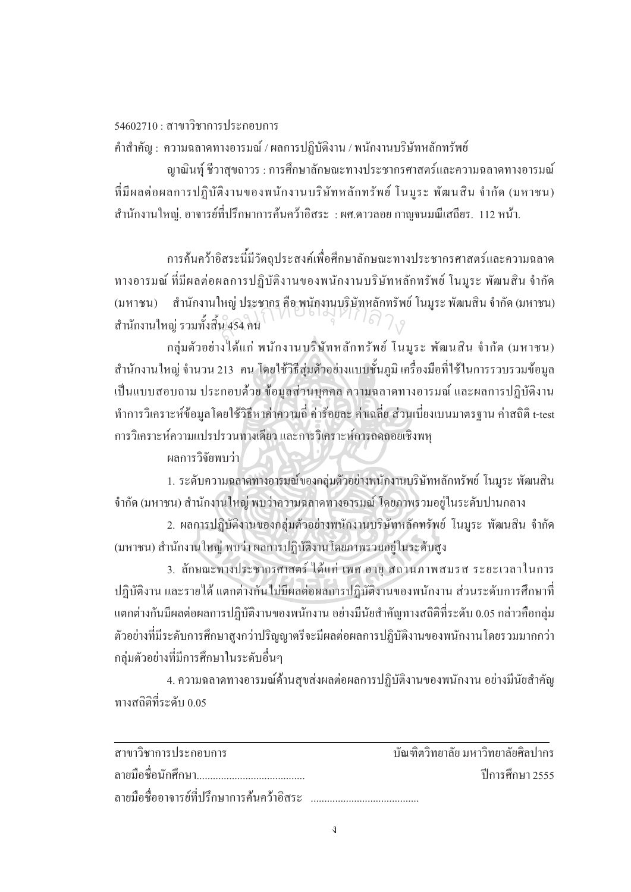54602710 : สาขาวิชาการประกอบการ

คำสำคัญ : ความฉลาดทางอารมณ์ / ผลการปฏิบัติงาน / พนักงานบริษัทหลักทรัพย์

ญาณินท์ ชีวาสุขถาวร : การศึกษาลักษณะทางประชากรศาสตร์และความฉลาดทางอารมณ์ที่มีผลต่อผลการปฏิบัติงานของพนักงานบริษัทหลักทรัพย์ โนมูระ พัฒนสิน จำกัด (มหาชน) สำนักงานใหญ่. อาจารย์ที่ปรึกษาการค้นคว้าอิสระ : ผศ.ดาวลอย กาญจนมณีเสถียร. 112 หน้า.

การค้นคว้าอิสระนี้มีวัตถุประสงค์เพื่อศึกษาลักษณะทางประชากรศาสตร์และความฉลาดทางอารมณ์ ที่มีผลต่อผลการปฏิบัติงานของพนักงานบริษัทหลักทรัพย์ โนมูระ พัฒนสิน จำกัด (มหาชน) สำนักงานใหญ่ ประชากร คือ พนักงานบริษัทหลักทรัพย์ โนมูระ พัฒนสิน จำกัด (มหาชน) สำนักงานใหญ่ รวมทั้งสิ้น 454 คน

กลุ่มตัวอย่างได้แก่ พนักงานบริษัทหลักทรัพย์ โนมูระ พัฒนสิน จำกัด (มหาชน) สำนักงานใหญ่ จำนวน 213 คน โดยใช้วิธีสุ่มตัวอย่างแบบชั้นภูมิ เครื่องมือที่ใช้ในการรวบรวมข้อมูลเป็นแบบสอบถาม ประกอบด้วย ข้อมูลส่วนบุคคล ความฉลาดทางอารมณ์ และผลการปฏิบัติงาน ทำการวิเคราะห์ข้อมูลโดยใช้วิธีหาค่าความถี่ ค่าร้อยละ ค่าเฉลี่ย ส่วนเบี่ยงเบนมาตรฐาน ค่าสถิติ t-test การวิเคราะห์ความแปรปรวนทางเดียว และการวิเคราะห์การถดถอยเชิงพหุ

ผลการวิจัยพบว่า

1. ระดับความฉลาดทางอารมณ์ของกลุ่มตัวอย่างพนักงานบริษัทหลักทรัพย์ โนมูระ พัฒนสิน จำกัด (มหาชน) สำนักงานใหญ่ พบว่าความฉลาดทางอารมณ์ โดยภาพรวมอยู่ในระดับปานกลาง

2. ผลการปฏิบัติงานของกลุ่มตัวอย่างพนักงานบริษัทหลักทรัพย์ โนมูระ พัฒนสิน จำกัด (มหาชน) สำนักงานใหญ่ พบว่า ผลการปฏิบัติงาน โดยภาพรวมอยู่ในระดับสูง

3. ลักษณะทางประชากรศาสตร์ ได้แก่ เพศ อายุ สถานภาพสมรส ระยะเวลาในการปฏิบัติงาน และรายได้ แตกต่างกันไม่มีผลต่อผลการปฏิบัติงานของพนักงาน ส่วนระดับการศึกษาที่แตกต่างกันมีผลต่อผลการปฏิบัติงานของพนักงาน อย่างมีนัยสำคัญทางสถิติที่ระดับ 0.05 กล่าวคือกลุ่มตัวอย่างที่มีระดับการศึกษาสูงกว่าปริญญาตรีจะมีผลต่อผลการปฏิบัติงานของพนักงานโดยรวมมากกว่ากลุ่มตัวอย่างที่มีการศึกษาในระดับอื่นๆ

4. ความฉลาดทางอารมณ์ด้านสุขส่งผลต่อผลการปฏิบัติงานของพนักงาน อย่างมีนัยสำคัญทางสถิติที่ระดับ 0.05

---

สาขาวิชาการประกอบการ บัณฑิตวิทยาลัย มหาวิทยาลัยศิลปากร

ลายมือชื่อนักศึกษา........................................ ปีการศึกษา 2555

ลายมือชื่ออาจารย์ที่ปรึกษาการค้นคว้าอิสระ ........................................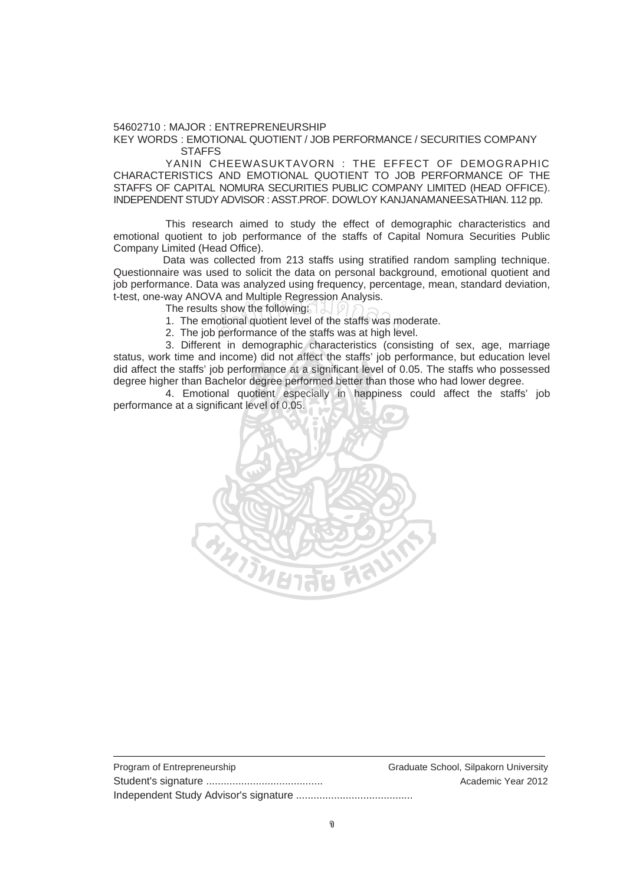54602710 : MAJOR : ENTREPRENEURSHIP

KEY WORDS : EMOTIONAL QUOTIENT / JOB PERFORMANCE / SECURITIES COMPANY STAFFS

YANIN CHEEWASUKTAVORN : THE EFFECT OF DEMOGRAPHIC CHARACTERISTICS AND EMOTIONAL QUOTIENT TO JOB PERFORMANCE OF THE STAFFS OF CAPITAL NOMURA SECURITIES PUBLIC COMPANY LIMITED (HEAD OFFICE). INDEPENDENT STUDY ADVISOR : ASST.PROF. DOWLOY KANJANAMANEESATHIAN. 112 pp.

This research aimed to study the effect of demographic characteristics and emotional quotient to job performance of the staffs of Capital Nomura Securities Public Company Limited (Head Office).

Data was collected from 213 staffs using stratified random sampling technique. Questionnaire was used to solicit the data on personal background, emotional quotient and job performance. Data was analyzed using frequency, percentage, mean, standard deviation, t-test, one-way ANOVA and Multiple Regression Analysis.

The results show the following:

1. The emotional quotient level of the staffs was moderate.
2. The job performance of the staffs was at high level.
3. Different in demographic characteristics (consisting of sex, age, marriage status, work time and income) did not affect the staffs' job performance, but education level did affect the staffs' job performance at a significant level of 0.05. The staffs who possessed degree higher than Bachelor degree performed better than those who had lower degree.
4. Emotional quotient especially in happiness could affect the staffs' job performance at a significant level of 0.05.

---

Program of Entrepreneurship　　Graduate School, Silpakorn University

Student's signature ........................................　　Academic Year 2012

Independent Study Advisor's signature ........................................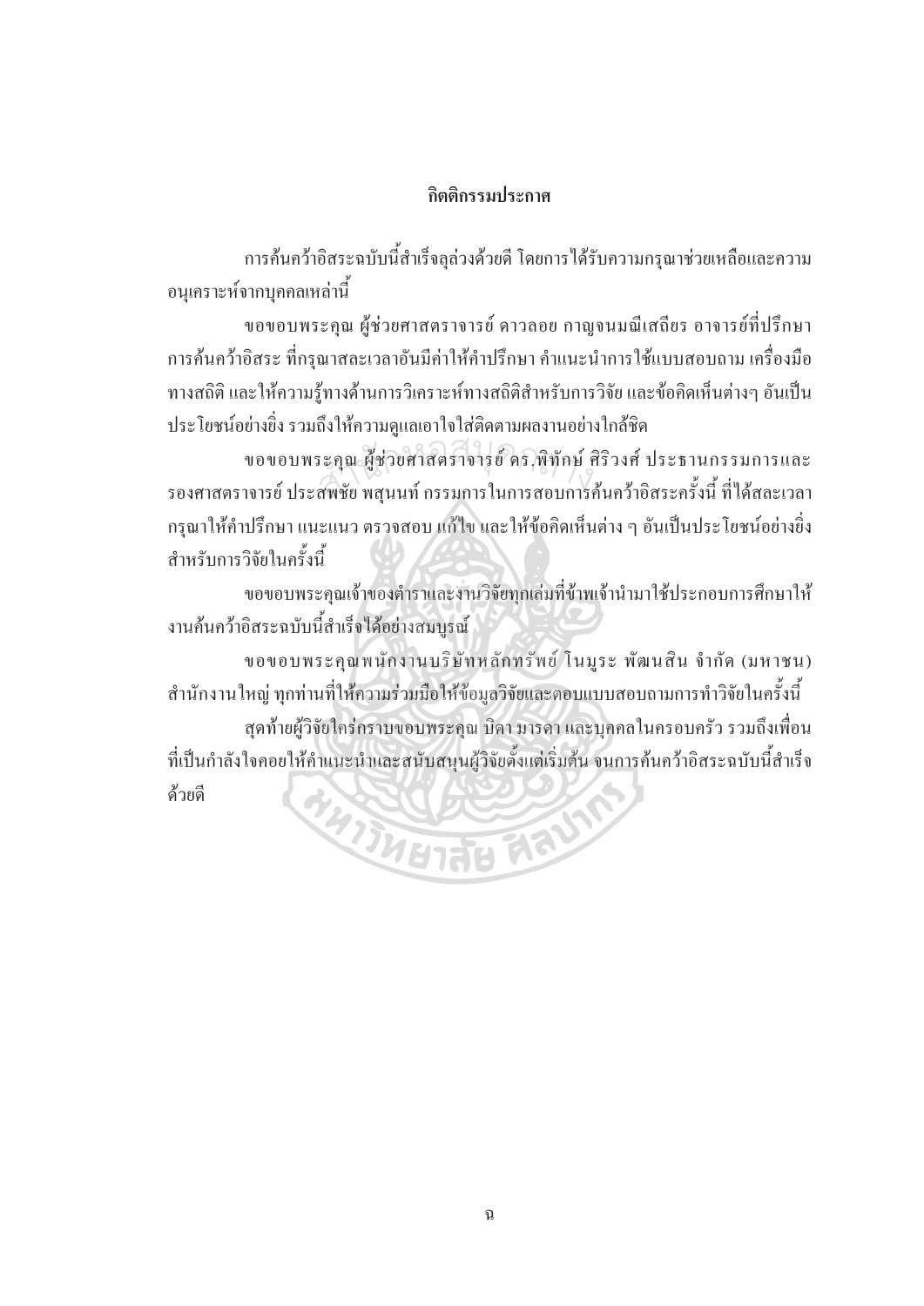## กิตติกรรมประกาศ

การค้นคว้าอิสระฉบับนี้สำเร็จลุล่วงด้วยดี โดยการได้รับความกรุณาช่วยเหลือและความอนุเคราะห์จากบุคคลเหล่านี้

ขอขอบพระคุณ ผู้ช่วยศาสตราจารย์ ดาวลอย กาญจนมณีเสถียร อาจารย์ที่ปรึกษาการค้นคว้าอิสระ ที่กรุณาสละเวลาอันมีค่าให้คำปรึกษา คำแนะนำการใช้แบบสอบถาม เครื่องมือทางสถิติ และให้ความรู้ทางด้านการวิเคราะห์ทางสถิติสำหรับการวิจัย และข้อคิดเห็นต่างๆ อันเป็นประโยชน์อย่างยิ่ง รวมถึงให้ความดูแลเอาใจใส่ติดตามผลงานอย่างใกล้ชิด

ขอขอบพระคุณ ผู้ช่วยศาสตราจารย์ ดร.พิทักษ์ ศิริวงศ์ ประธานกรรมการและรองศาสตราจารย์ ประสพชัย พสุนนท์ กรรมการในการสอบการค้นคว้าอิสระครั้งนี้ ที่ได้สละเวลากรุณาให้คำปรึกษา แนะแนว ตรวจสอบ แก้ไข และให้ข้อคิดเห็นต่าง ๆ อันเป็นประโยชน์อย่างยิ่งสำหรับการวิจัยในครั้งนี้

ขอขอบพระคุณเจ้าของตำราและงานวิจัยทุกเล่มที่ข้าพเจ้านำมาใช้ประกอบการศึกษาให้งานค้นคว้าอิสระฉบับนี้สำเร็จได้อย่างสมบูรณ์

ขอขอบพระคุณพนักงานบริษัทหลักทรัพย์ โนมูระ พัฒนสิน จำกัด (มหาชน) สำนักงานใหญ่ ทุกท่านที่ให้ความร่วมมือให้ข้อมูลวิจัยและตอบแบบสอบถามการทำวิจัยในครั้งนี้

สุดท้ายผู้วิจัยใคร่กราบขอบพระคุณ บิดา มารดา และบุคคลในครอบครัว รวมถึงเพื่อนที่เป็นกำลังใจคอยให้คำแนะนำและสนับสนุนผู้วิจัยตั้งแต่เริ่มต้น จนการค้นคว้าอิสระฉบับนี้สำเร็จด้วยดี